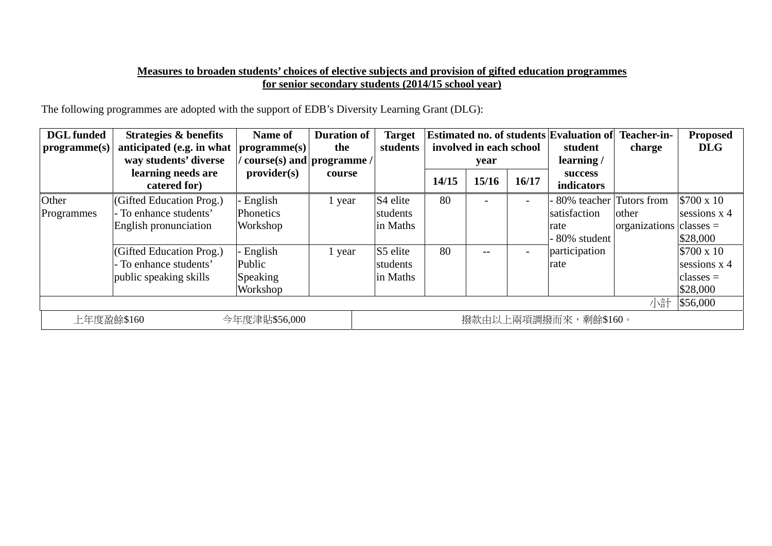**Measures to broaden students' choices of elective subjects and provision of gifted education programmes for senior secondary students (2014/15 school year)**

The following programmes are adopted with the support of EDB's Diversity Learning Grant (DLG):

| DGL funded programme(s) | Strategies & benefits anticipated (e.g. in what way students' diverse learning needs are catered for) | Name of programme(s) / course(s) and provider(s) | Duration of the programme / course | Target students | Estimated no. of students involved in each school year | | | Evaluation of student learning / success indicators | Teacher-in-charge | Proposed DLG |
|---|---|---|---|---|---|---|---|---|---|---|
| | | | | | 14/15 | 15/16 | 16/17 | | | |
| Other Programmes | (Gifted Education Prog.)<br>- To enhance students' English pronunciation | - English Phonetics Workshop | 1 year | S4 elite students in Maths | 80 | - | - | - 80% teacher satisfaction rate<br>- 80% student participation rate | Tutors from other organizations | $700 x 10 sessions x 4 classes = $28,000 |
| | (Gifted Education Prog.)<br>- To enhance students' public speaking skills | - English Public Speaking Workshop | 1 year | S5 elite students in Maths | 80 | -- | - | | | $700 x 10 sessions x 4 classes = $28,000 |
| | | | | | | | | | 小計 | $56,000 |

| 上年度盈餘$160 | 今年度津貼$56,000 | 撥款由以上兩項調撥而來，剩餘$160。 |
|---|---|---|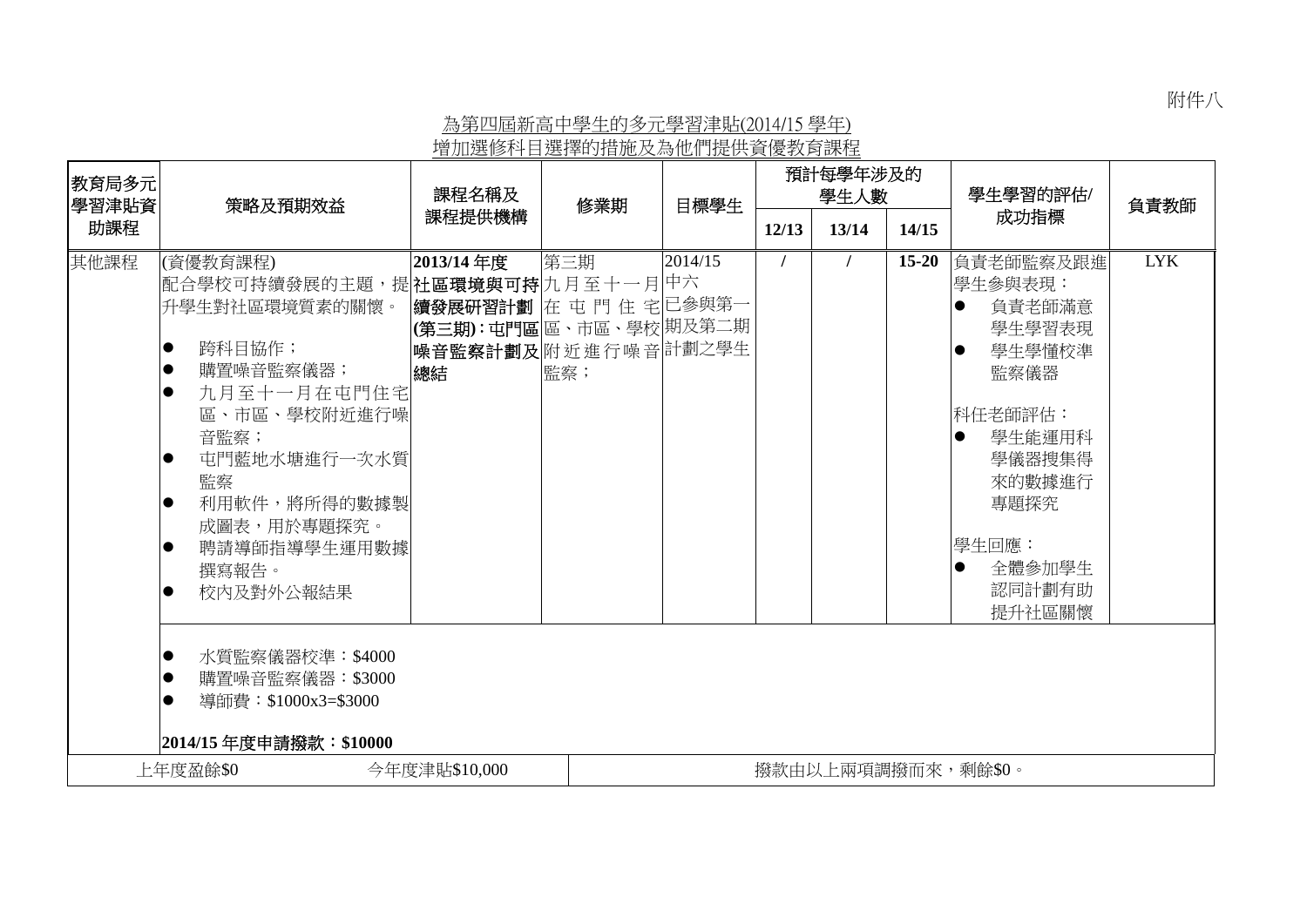附件八

為第四屆新高中學生的多元學習津貼(2014/15 學年)
增加選修科目選擇的措施及為他們提供資優教育課程

| 教育局多元學習津貼資助課程 | 策略及預期效益 | 課程名稱及課程提供機構 | 修業期 | 目標學生 | 預計每學年涉及的學生人數 | | | 學生學習的評估/成功指標 | 負責教師 |
|---|---|---|---|---|---|---|---|---|---|
| | | | | | 12/13 | 13/14 | 14/15 | | |
| 其他課程 | (資優教育課程)<br>配合學校可持續發展的主題，提升學生對社區環境質素的關懷。<br>● 跨科目協作；<br>● 購置噪音監察儀器；<br>● 九月至十一月在屯門住宅區、市區、學校附近進行噪音監察；<br>● 屯門藍地水塘進行一次水質監察<br>● 利用軟件，將所得的數據製成圖表，用於專題探究。<br>● 聘請導師指導學生運用數據撰寫報告。<br>● 校內及對外公報結果 | **2013/14 年度社區環境與可持續發展研習計劃(第三期)：屯門區噪音監察計劃及總結** | 第三期<br>九月至十一月在屯門住宅區、市區、學校附近進行噪音監察； | 2014/15<br>中六<br>已參與第一期及第二期計劃之學生 | / | / | **15-20** | 負責老師監察及跟進學生參與表現：<br>● 負責老師滿意學生學習表現<br>● 學生學懂校準監察儀器<br><br>科任老師評估：<br>● 學生能運用科學儀器搜集得來的數據進行專題探究<br><br>學生回應：<br>● 全體參加學生認同計劃有助提升社區關懷 | LYK |
| | ● 水質監察儀器校準：$4000<br>● 購置噪音監察儀器：$3000<br>● 導師費：$1000x3=$3000<br><br>**2014/15 年度申請撥款：$10000** | | | | | | | | |
| 上年度盈餘$0 | 今年度津貼$10,000 | | 撥款由以上兩項調撥而來，剩餘$0。 | | | | | | |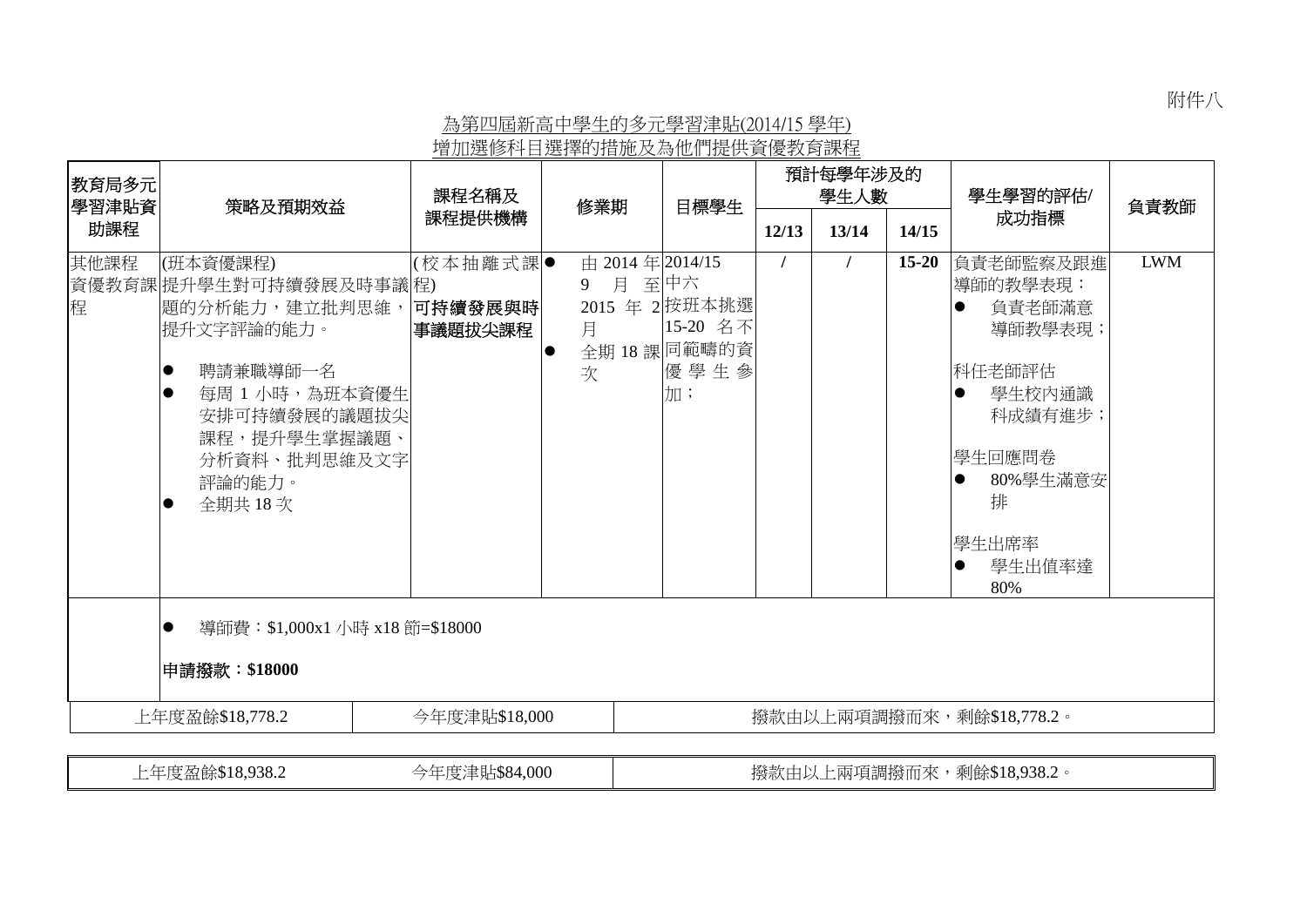附件八

為第四屆新高中學生的多元學習津貼(2014/15 學年)
增加選修科目選擇的措施及為他們提供資優教育課程

| 教育局多元學習津貼資助課程 | 策略及預期效益 | 課程名稱及課程提供機構 | 修業期 | 目標學生 | 預計每學年涉及的學生人數 | | | 學生學習的評估/成功指標 | 負責教師 |
|---|---|---|---|---|---|---|---|---|---|
| | | | | | 12/13 | 13/14 | 14/15 | | |
| 其他課程資優教育課程 | (班本資優課程)<br>提升學生對可持續發展及時事議題的分析能力，建立批判思維，提升文字評論的能力。<br>● 聘請兼職導師一名<br>● 每周 1 小時，為班本資優生安排可持續發展的議題拔尖課程，提升學生掌握議題、分析資料、批判思維及文字評論的能力。<br>● 全期共 18 次 | (校本抽離式課程)<br>**可持續發展與時事議題拔尖課程** | ● 由 2014 年 9 月至 2015 年 2 月<br>● 全期 18 課次 | 2014/15 中六按班本挑選 15-20 名不同範疇的資優學生參加； | / | / | **15-20** | 負責老師監察及跟進導師的教學表現：<br>● 負責老師滿意導師教學表現；<br>科任老師評估<br>● 學生校內通識科成績有進步；<br>學生回應問卷<br>● 80%學生滿意安排<br>學生出席率<br>● 學生出值率達 80% | LWM |
| | ● 導師費：$1,000x1 小時 x18 節=$18000<br>**申請撥款：$18000** | | | | | | | | |

| | | |
|---|---|---|
| 上年度盈餘$18,778.2 | 今年度津貼$18,000 | 撥款由以上兩項調撥而來，剩餘$18,778.2。 |

| | | |
|---|---|---|
| 上年度盈餘$18,938.2 | 今年度津貼$84,000 | 撥款由以上兩項調撥而來，剩餘$18,938.2。 |